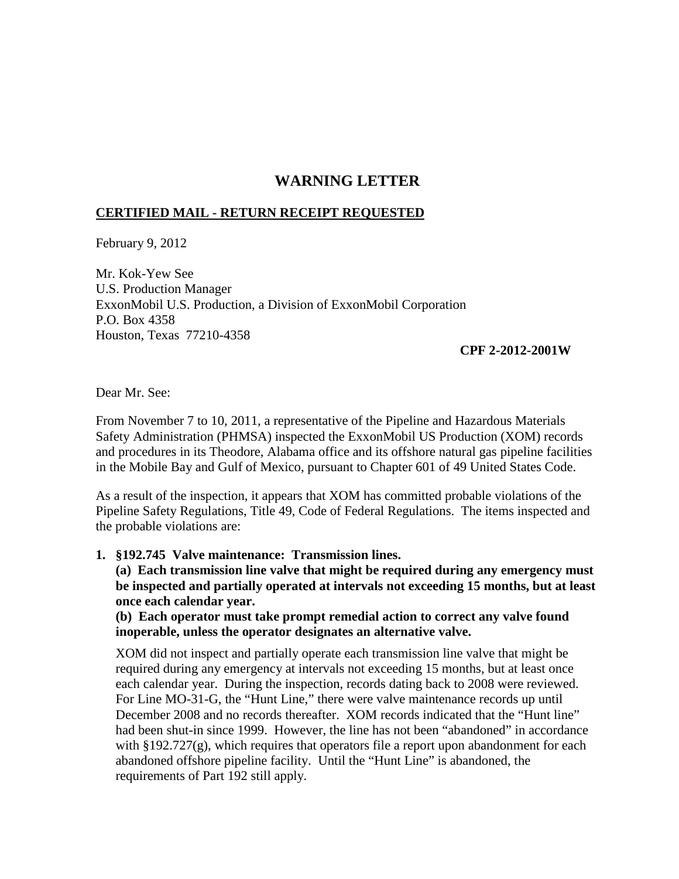# WARNING LETTER

**CERTIFIED MAIL - RETURN RECEIPT REQUESTED**

February 9, 2012

Mr. Kok-Yew See
U.S. Production Manager
ExxonMobil U.S. Production, a Division of ExxonMobil Corporation
P.O. Box 4358
Houston, Texas 77210-4358

**CPF 2-2012-2001W**

Dear Mr. See:

From November 7 to 10, 2011, a representative of the Pipeline and Hazardous Materials Safety Administration (PHMSA) inspected the ExxonMobil US Production (XOM) records and procedures in its Theodore, Alabama office and its offshore natural gas pipeline facilities in the Mobile Bay and Gulf of Mexico, pursuant to Chapter 601 of 49 United States Code.

As a result of the inspection, it appears that XOM has committed probable violations of the Pipeline Safety Regulations, Title 49, Code of Federal Regulations. The items inspected and the probable violations are:

1. **§192.745 Valve maintenance: Transmission lines.**

   **(a) Each transmission line valve that might be required during any emergency must be inspected and partially operated at intervals not exceeding 15 months, but at least once each calendar year.**

   **(b) Each operator must take prompt remedial action to correct any valve found inoperable, unless the operator designates an alternative valve.**

   XOM did not inspect and partially operate each transmission line valve that might be required during any emergency at intervals not exceeding 15 months, but at least once each calendar year. During the inspection, records dating back to 2008 were reviewed. For Line MO-31-G, the "Hunt Line," there were valve maintenance records up until December 2008 and no records thereafter. XOM records indicated that the "Hunt line" had been shut-in since 1999. However, the line has not been "abandoned" in accordance with §192.727(g), which requires that operators file a report upon abandonment for each abandoned offshore pipeline facility. Until the "Hunt Line" is abandoned, the requirements of Part 192 still apply.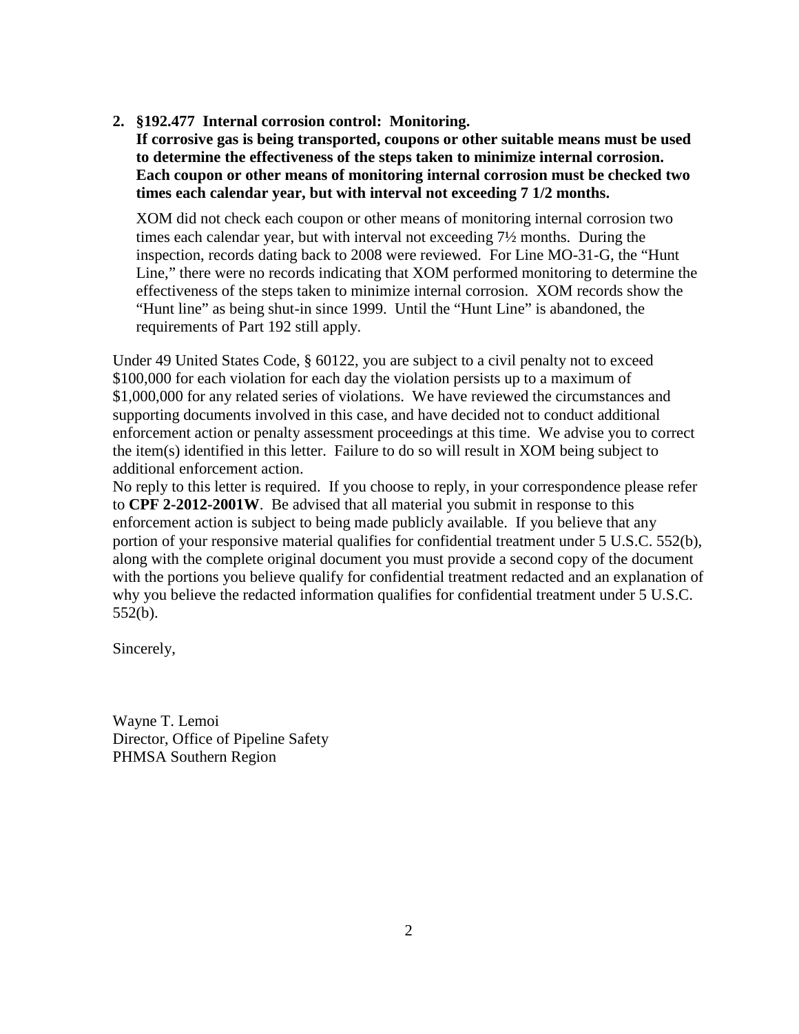**2. §192.477 Internal corrosion control: Monitoring.**
**If corrosive gas is being transported, coupons or other suitable means must be used to determine the effectiveness of the steps taken to minimize internal corrosion. Each coupon or other means of monitoring internal corrosion must be checked two times each calendar year, but with interval not exceeding 7 1/2 months.**

XOM did not check each coupon or other means of monitoring internal corrosion two times each calendar year, but with interval not exceeding 7½ months. During the inspection, records dating back to 2008 were reviewed. For Line MO-31-G, the "Hunt Line," there were no records indicating that XOM performed monitoring to determine the effectiveness of the steps taken to minimize internal corrosion. XOM records show the "Hunt line" as being shut-in since 1999. Until the "Hunt Line" is abandoned, the requirements of Part 192 still apply.

Under 49 United States Code, § 60122, you are subject to a civil penalty not to exceed $100,000 for each violation for each day the violation persists up to a maximum of $1,000,000 for any related series of violations. We have reviewed the circumstances and supporting documents involved in this case, and have decided not to conduct additional enforcement action or penalty assessment proceedings at this time. We advise you to correct the item(s) identified in this letter. Failure to do so will result in XOM being subject to additional enforcement action.
No reply to this letter is required. If you choose to reply, in your correspondence please refer to **CPF 2-2012-2001W**. Be advised that all material you submit in response to this enforcement action is subject to being made publicly available. If you believe that any portion of your responsive material qualifies for confidential treatment under 5 U.S.C. 552(b), along with the complete original document you must provide a second copy of the document with the portions you believe qualify for confidential treatment redacted and an explanation of why you believe the redacted information qualifies for confidential treatment under 5 U.S.C. 552(b).

Sincerely,

Wayne T. Lemoi
Director, Office of Pipeline Safety
PHMSA Southern Region